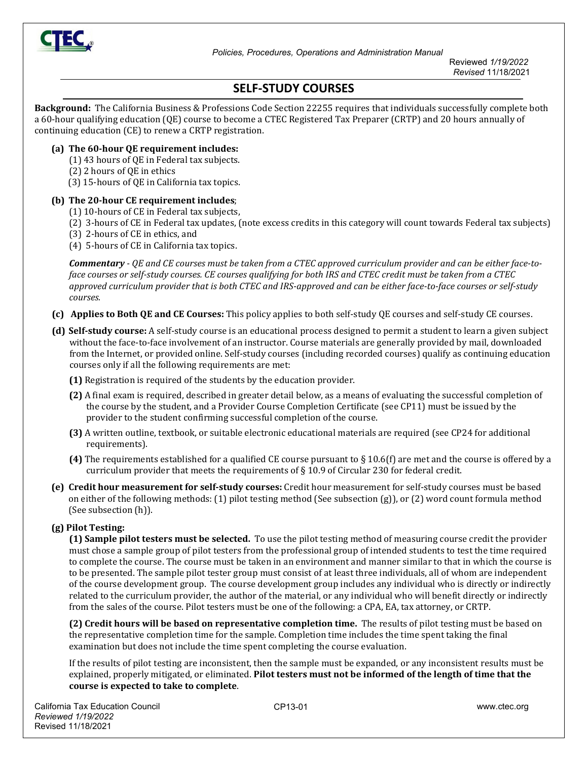# SELF-STUDY COURSES

**Background:** The California Business & Professions Code Section 22255 requires that individuals successfully complete both a 60-hour qualifying education (QE) course to become a CTEC Registered Tax Preparer (CRTP) and 20 hours annually of continuing education (CE) to renew a CRTP registration.

**(a) The 60-hour QE requirement includes:**

(1) 43 hours of QE in Federal tax subjects.
(2) 2 hours of QE in ethics
(3) 15-hours of QE in California tax topics.

**(b) The 20-hour CE requirement includes**;

(1) 10-hours of CE in Federal tax subjects,
(2) 3-hours of CE in Federal tax updates, (note excess credits in this category will count towards Federal tax subjects)
(3) 2-hours of CE in ethics, and
(4) 5-hours of CE in California tax topics.

***Commentary*** *- QE and CE courses must be taken from a CTEC approved curriculum provider and can be either face-to-face courses or self-study courses. CE courses qualifying for both IRS and CTEC credit must be taken from a CTEC approved curriculum provider that is both CTEC and IRS-approved and can be either face-to-face courses or self-study courses.*

**(c) Applies to Both QE and CE Courses:** This policy applies to both self-study QE courses and self-study CE courses.

**(d) Self-study course:** A self-study course is an educational process designed to permit a student to learn a given subject without the face-to-face involvement of an instructor. Course materials are generally provided by mail, downloaded from the Internet, or provided online. Self-study courses (including recorded courses) qualify as continuing education courses only if all the following requirements are met:

**(1)** Registration is required of the students by the education provider.

**(2)** A final exam is required, described in greater detail below, as a means of evaluating the successful completion of the course by the student, and a Provider Course Completion Certificate (see CP11) must be issued by the provider to the student confirming successful completion of the course.

**(3)** A written outline, textbook, or suitable electronic educational materials are required (see CP24 for additional requirements).

**(4)** The requirements established for a qualified CE course pursuant to § 10.6(f) are met and the course is offered by a curriculum provider that meets the requirements of § 10.9 of Circular 230 for federal credit.

**(e) Credit hour measurement for self-study courses:** Credit hour measurement for self-study courses must be based on either of the following methods: (1) pilot testing method (See subsection (g)), or (2) word count formula method (See subsection (h)).

**(g) Pilot Testing:**

**(1) Sample pilot testers must be selected.** To use the pilot testing method of measuring course credit the provider must chose a sample group of pilot testers from the professional group of intended students to test the time required to complete the course. The course must be taken in an environment and manner similar to that in which the course is to be presented. The sample pilot tester group must consist of at least three individuals, all of whom are independent of the course development group. The course development group includes any individual who is directly or indirectly related to the curriculum provider, the author of the material, or any individual who will benefit directly or indirectly from the sales of the course. Pilot testers must be one of the following: a CPA, EA, tax attorney, or CRTP.

**(2) Credit hours will be based on representative completion time.** The results of pilot testing must be based on the representative completion time for the sample. Completion time includes the time spent taking the final examination but does not include the time spent completing the course evaluation.

If the results of pilot testing are inconsistent, then the sample must be expanded, or any inconsistent results must be explained, properly mitigated, or eliminated. **Pilot testers must not be informed of the length of time that the course is expected to take to complete**.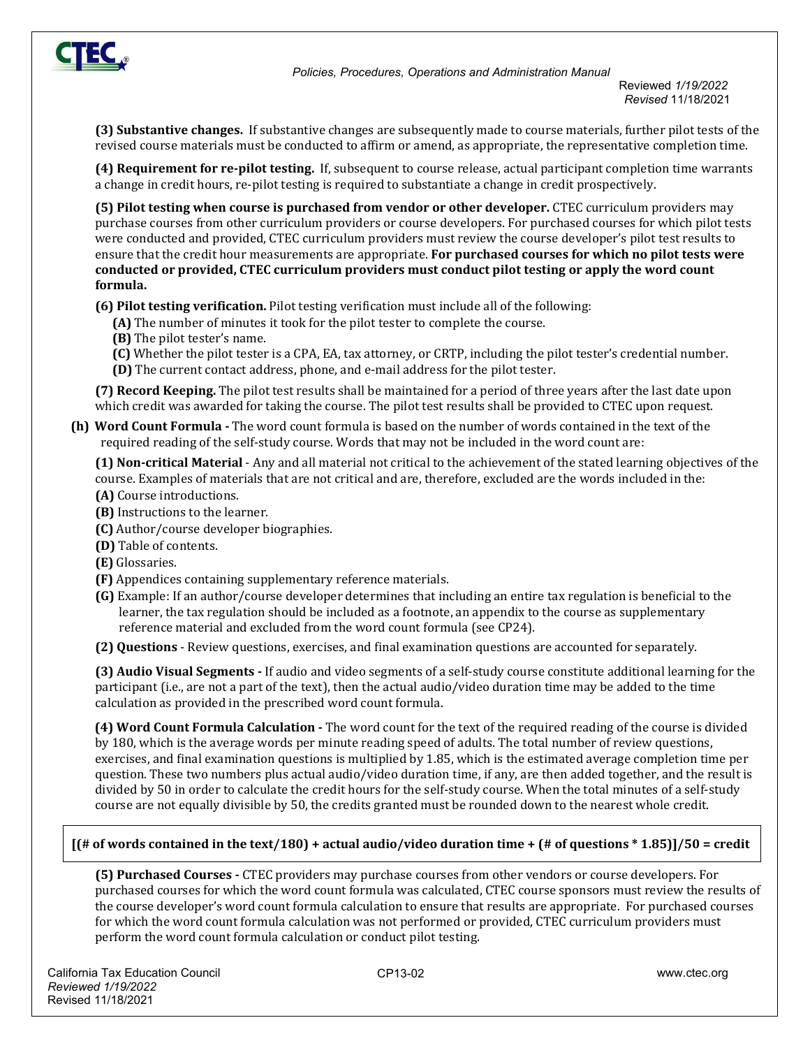**(3) Substantive changes.** If substantive changes are subsequently made to course materials, further pilot tests of the revised course materials must be conducted to affirm or amend, as appropriate, the representative completion time.

**(4) Requirement for re-pilot testing.** If, subsequent to course release, actual participant completion time warrants a change in credit hours, re-pilot testing is required to substantiate a change in credit prospectively.

**(5) Pilot testing when course is purchased from vendor or other developer.** CTEC curriculum providers may purchase courses from other curriculum providers or course developers. For purchased courses for which pilot tests were conducted and provided, CTEC curriculum providers must review the course developer's pilot test results to ensure that the credit hour measurements are appropriate. **For purchased courses for which no pilot tests were conducted or provided, CTEC curriculum providers must conduct pilot testing or apply the word count formula.**

**(6) Pilot testing verification.** Pilot testing verification must include all of the following:

- **(A)** The number of minutes it took for the pilot tester to complete the course.
- **(B)** The pilot tester's name.
- **(C)** Whether the pilot tester is a CPA, EA, tax attorney, or CRTP, including the pilot tester's credential number.
- **(D)** The current contact address, phone, and e-mail address for the pilot tester.

**(7) Record Keeping.** The pilot test results shall be maintained for a period of three years after the last date upon which credit was awarded for taking the course. The pilot test results shall be provided to CTEC upon request.

**(h) Word Count Formula -** The word count formula is based on the number of words contained in the text of the required reading of the self-study course. Words that may not be included in the word count are:

**(1) Non-critical Material** - Any and all material not critical to the achievement of the stated learning objectives of the course. Examples of materials that are not critical and are, therefore, excluded are the words included in the:

- **(A)** Course introductions.
- **(B)** Instructions to the learner.
- **(C)** Author/course developer biographies.
- **(D)** Table of contents.
- **(E)** Glossaries.
- **(F)** Appendices containing supplementary reference materials.
- **(G)** Example: If an author/course developer determines that including an entire tax regulation is beneficial to the learner, the tax regulation should be included as a footnote, an appendix to the course as supplementary reference material and excluded from the word count formula (see CP24).

**(2) Questions** - Review questions, exercises, and final examination questions are accounted for separately.

**(3) Audio Visual Segments -** If audio and video segments of a self-study course constitute additional learning for the participant (i.e., are not a part of the text), then the actual audio/video duration time may be added to the time calculation as provided in the prescribed word count formula.

**(4) Word Count Formula Calculation -** The word count for the text of the required reading of the course is divided by 180, which is the average words per minute reading speed of adults. The total number of review questions, exercises, and final examination questions is multiplied by 1.85, which is the estimated average completion time per question. These two numbers plus actual audio/video duration time, if any, are then added together, and the result is divided by 50 in order to calculate the credit hours for the self-study course. When the total minutes of a self-study course are not equally divisible by 50, the credits granted must be rounded down to the nearest whole credit.

**[(# of words contained in the text/180) + actual audio/video duration time + (# of questions * 1.85)]/50 = credit**

**(5) Purchased Courses -** CTEC providers may purchase courses from other vendors or course developers. For purchased courses for which the word count formula was calculated, CTEC course sponsors must review the results of the course developer's word count formula calculation to ensure that results are appropriate. For purchased courses for which the word count formula calculation was not performed or provided, CTEC curriculum providers must perform the word count formula calculation or conduct pilot testing.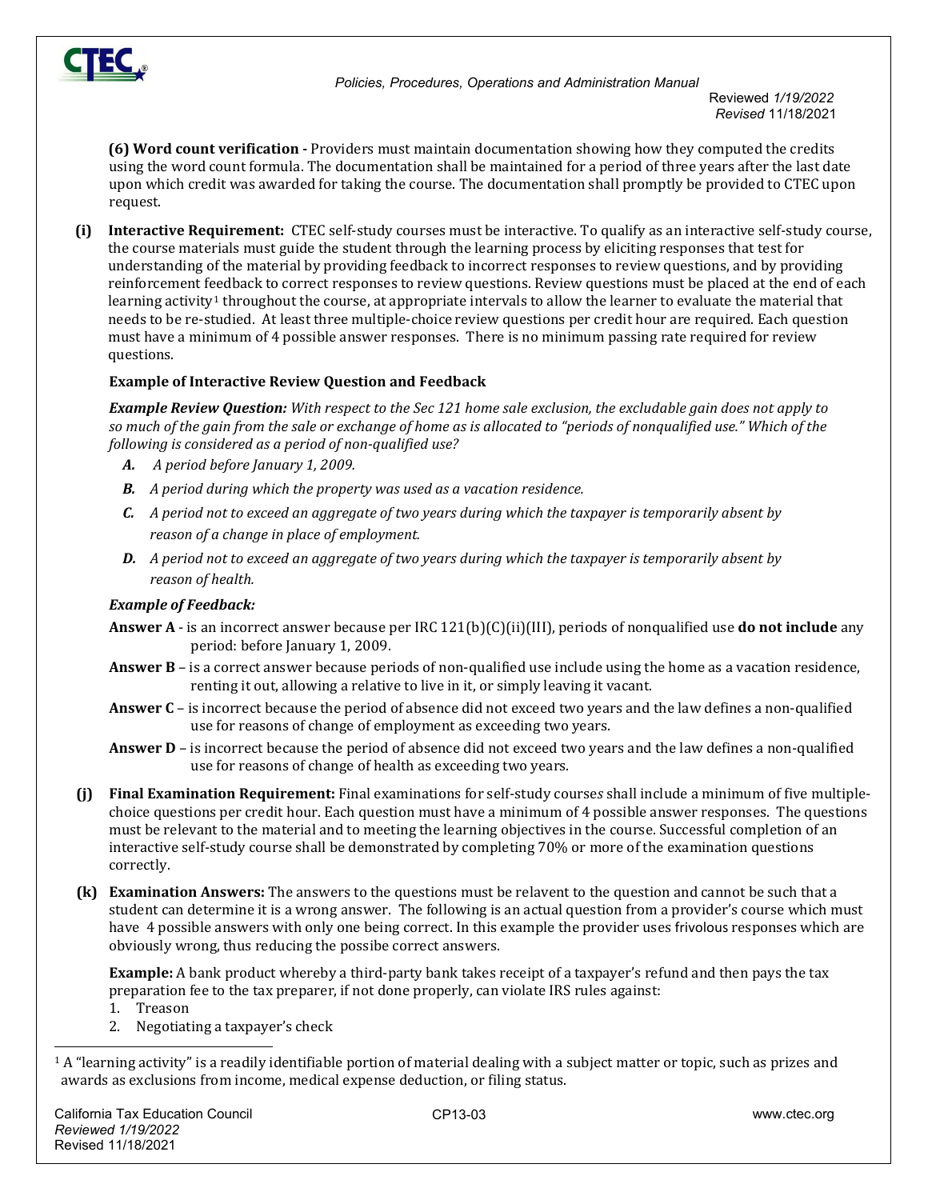**(6) Word count verification -** Providers must maintain documentation showing how they computed the credits using the word count formula. The documentation shall be maintained for a period of three years after the last date upon which credit was awarded for taking the course. The documentation shall promptly be provided to CTEC upon request.

**(i) Interactive Requirement:** CTEC self-study courses must be interactive. To qualify as an interactive self-study course, the course materials must guide the student through the learning process by eliciting responses that test for understanding of the material by providing feedback to incorrect responses to review questions, and by providing reinforcement feedback to correct responses to review questions. Review questions must be placed at the end of each learning activity[1] throughout the course, at appropriate intervals to allow the learner to evaluate the material that needs to be re-studied. At least three multiple-choice review questions per credit hour are required. Each question must have a minimum of 4 possible answer responses. There is no minimum passing rate required for review questions.

**Example of Interactive Review Question and Feedback**

***Example Review Question:*** *With respect to the Sec 121 home sale exclusion, the excludable gain does not apply to so much of the gain from the sale or exchange of home as is allocated to "periods of nonqualified use." Which of the following is considered as a period of non-qualified use?*

- ***A.*** *A period before January 1, 2009.*
- ***B.*** *A period during which the property was used as a vacation residence.*
- ***C.*** *A period not to exceed an aggregate of two years during which the taxpayer is temporarily absent by reason of a change in place of employment.*
- ***D.*** *A period not to exceed an aggregate of two years during which the taxpayer is temporarily absent by reason of health.*

***Example of Feedback:***

**Answer A** - is an incorrect answer because per IRC 121(b)(C)(ii)(III), periods of nonqualified use **do not include** any period: before January 1, 2009.

**Answer B** – is a correct answer because periods of non-qualified use include using the home as a vacation residence, renting it out, allowing a relative to live in it, or simply leaving it vacant.

**Answer C** – is incorrect because the period of absence did not exceed two years and the law defines a non-qualified use for reasons of change of employment as exceeding two years.

**Answer D** – is incorrect because the period of absence did not exceed two years and the law defines a non-qualified use for reasons of change of health as exceeding two years.

**(j) Final Examination Requirement:** Final examinations for self-study courses shall include a minimum of five multiple-choice questions per credit hour. Each question must have a minimum of 4 possible answer responses. The questions must be relevant to the material and to meeting the learning objectives in the course. Successful completion of an interactive self-study course shall be demonstrated by completing 70% or more of the examination questions correctly.

**(k) Examination Answers:** The answers to the questions must be relavent to the question and cannot be such that a student can determine it is a wrong answer. The following is an actual question from a provider's course which must have 4 possible answers with only one being correct. In this example the provider uses frivolous responses which are obviously wrong, thus reducing the possibe correct answers.

**Example:** A bank product whereby a third-party bank takes receipt of a taxpayer's refund and then pays the tax preparation fee to the tax preparer, if not done properly, can violate IRS rules against:

1. Treason
2. Negotiating a taxpayer's check

[1] A "learning activity" is a readily identifiable portion of material dealing with a subject matter or topic, such as prizes and awards as exclusions from income, medical expense deduction, or filing status.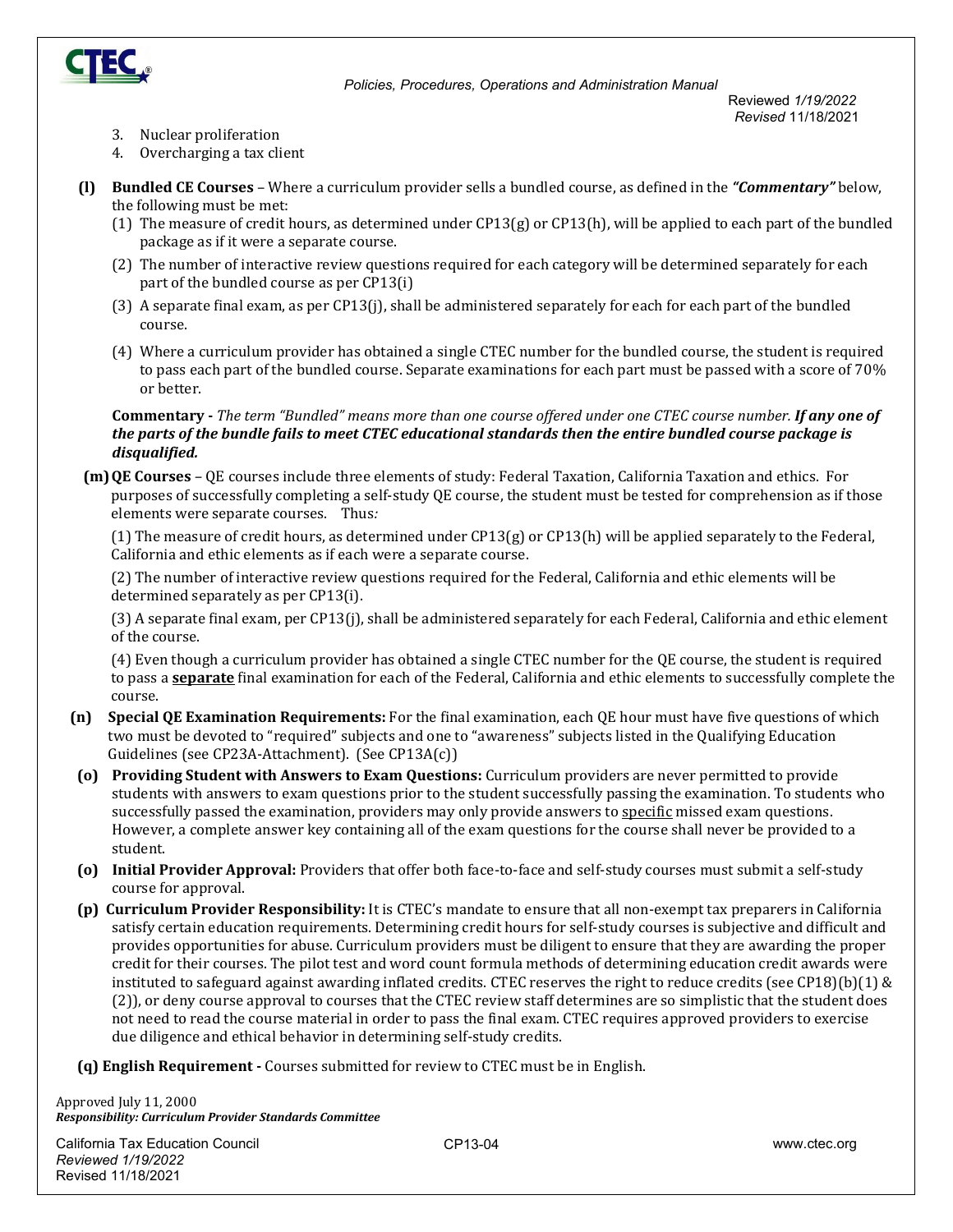3. Nuclear proliferation
4. Overcharging a tax client

**(l) Bundled CE Courses** – Where a curriculum provider sells a bundled course, as defined in the ***"Commentary"*** below, the following must be met:

(1) The measure of credit hours, as determined under CP13(g) or CP13(h), will be applied to each part of the bundled package as if it were a separate course.

(2) The number of interactive review questions required for each category will be determined separately for each part of the bundled course as per CP13(i)

(3) A separate final exam, as per CP13(j), shall be administered separately for each for each part of the bundled course.

(4) Where a curriculum provider has obtained a single CTEC number for the bundled course, the student is required to pass each part of the bundled course. Separate examinations for each part must be passed with a score of 70% or better.

**Commentary -** *The term "Bundled" means more than one course offered under one CTEC course number.* ***If any one of the parts of the bundle fails to meet CTEC educational standards then the entire bundled course package is disqualified.***

**(m) QE Courses** – QE courses include three elements of study: Federal Taxation, California Taxation and ethics. For purposes of successfully completing a self-study QE course, the student must be tested for comprehension as if those elements were separate courses. Thus*:*

(1) The measure of credit hours, as determined under CP13(g) or CP13(h) will be applied separately to the Federal, California and ethic elements as if each were a separate course.

(2) The number of interactive review questions required for the Federal, California and ethic elements will be determined separately as per CP13(i).

(3) A separate final exam, per CP13(j), shall be administered separately for each Federal, California and ethic element of the course.

(4) Even though a curriculum provider has obtained a single CTEC number for the QE course, the student is required to pass a **separate** final examination for each of the Federal, California and ethic elements to successfully complete the course.

**(n) Special QE Examination Requirements:** For the final examination, each QE hour must have five questions of which two must be devoted to "required" subjects and one to "awareness" subjects listed in the Qualifying Education Guidelines (see CP23A-Attachment). (See CP13A(c))

**(o) Providing Student with Answers to Exam Questions:** Curriculum providers are never permitted to provide students with answers to exam questions prior to the student successfully passing the examination. To students who successfully passed the examination, providers may only provide answers to specific missed exam questions. However, a complete answer key containing all of the exam questions for the course shall never be provided to a student.

**(o) Initial Provider Approval:** Providers that offer both face-to-face and self-study courses must submit a self-study course for approval.

**(p) Curriculum Provider Responsibility:** It is CTEC's mandate to ensure that all non-exempt tax preparers in California satisfy certain education requirements. Determining credit hours for self-study courses is subjective and difficult and provides opportunities for abuse. Curriculum providers must be diligent to ensure that they are awarding the proper credit for their courses. The pilot test and word count formula methods of determining education credit awards were instituted to safeguard against awarding inflated credits. CTEC reserves the right to reduce credits (see CP18)(b)(1) & (2)), or deny course approval to courses that the CTEC review staff determines are so simplistic that the student does not need to read the course material in order to pass the final exam. CTEC requires approved providers to exercise due diligence and ethical behavior in determining self-study credits.

**(q) English Requirement -** Courses submitted for review to CTEC must be in English.

Approved July 11, 2000
***Responsibility: Curriculum Provider Standards Committee***